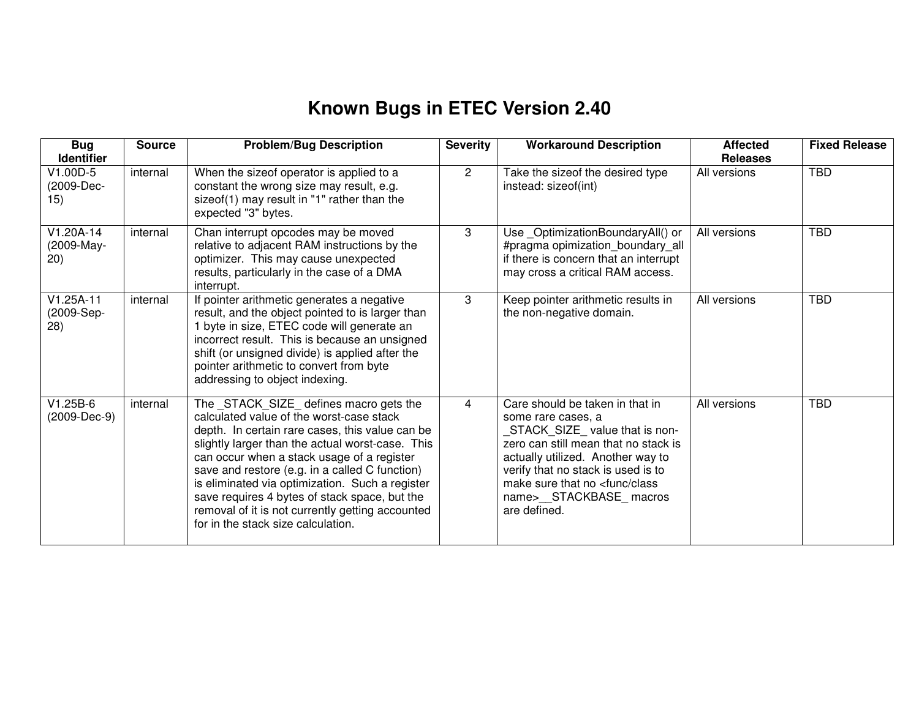# Known Bugs in ETEC Version 2.40

| Bug Identifier | Source | Problem/Bug Description | Severity | Workaround Description | Affected Releases | Fixed Release |
|---|---|---|---|---|---|---|
| V1.00D-5 (2009-Dec-15) | internal | When the sizeof operator is applied to a constant the wrong size may result, e.g. sizeof(1) may result in "1" rather than the expected "3" bytes. | 2 | Take the sizeof the desired type instead: sizeof(int) | All versions | TBD |
| V1.20A-14 (2009-May-20) | internal | Chan interrupt opcodes may be moved relative to adjacent RAM instructions by the optimizer. This may cause unexpected results, particularly in the case of a DMA interrupt. | 3 | Use _OptimizationBoundaryAll() or #pragma opimization_boundary_all if there is concern that an interrupt may cross a critical RAM access. | All versions | TBD |
| V1.25A-11 (2009-Sep-28) | internal | If pointer arithmetic generates a negative result, and the object pointed to is larger than 1 byte in size, ETEC code will generate an incorrect result. This is because an unsigned shift (or unsigned divide) is applied after the pointer arithmetic to convert from byte addressing to object indexing. | 3 | Keep pointer arithmetic results in the non-negative domain. | All versions | TBD |
| V1.25B-6 (2009-Dec-9) | internal | The _STACK_SIZE_ defines macro gets the calculated value of the worst-case stack depth. In certain rare cases, this value can be slightly larger than the actual worst-case. This can occur when a stack usage of a register save and restore (e.g. in a called C function) is eliminated via optimization. Such a register save requires 4 bytes of stack space, but the removal of it is not currently getting accounted for in the stack size calculation. | 4 | Care should be taken in that in some rare cases, a _STACK_SIZE_ value that is non-zero can still mean that no stack is actually utilized. Another way to verify that no stack is used is to make sure that no <func/class name>__STACKBASE_ macros are defined. | All versions | TBD |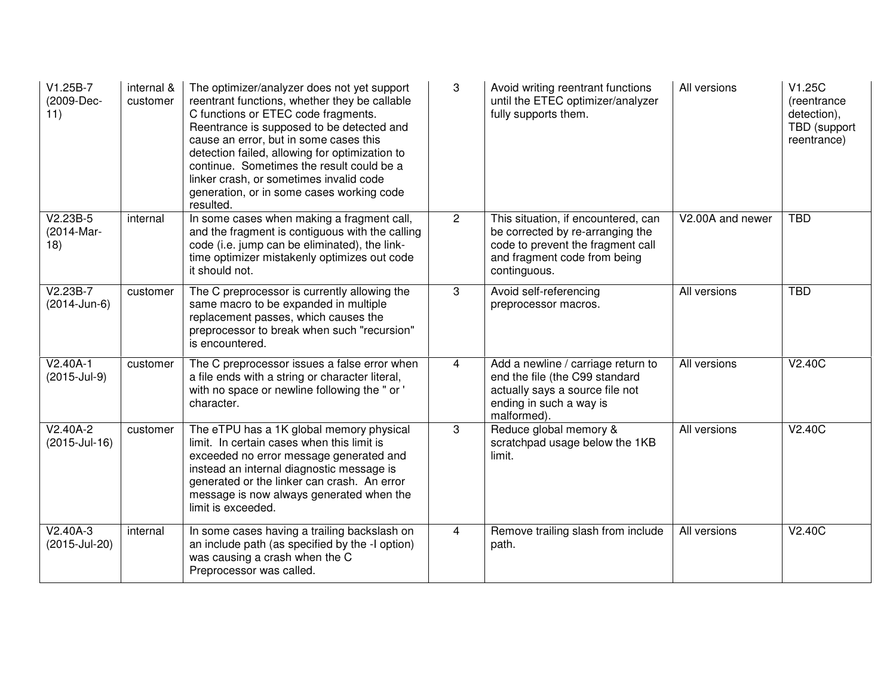| | | | | | | |
|---|---|---|---|---|---|---|
| V1.25B-7 (2009-Dec-11) | internal & customer | The optimizer/analyzer does not yet support reentrant functions, whether they be callable C functions or ETEC code fragments. Reentrance is supposed to be detected and cause an error, but in some cases this detection failed, allowing for optimization to continue. Sometimes the result could be a linker crash, or sometimes invalid code generation, or in some cases working code resulted. | 3 | Avoid writing reentrant functions until the ETEC optimizer/analyzer fully supports them. | All versions | V1.25C (reentrance detection), TBD (support reentrance) |
| V2.23B-5 (2014-Mar-18) | internal | In some cases when making a fragment call, and the fragment is contiguous with the calling code (i.e. jump can be eliminated), the link-time optimizer mistakenly optimizes out code it should not. | 2 | This situation, if encountered, can be corrected by re-arranging the code to prevent the fragment call and fragment code from being continguous. | V2.00A and newer | TBD |
| V2.23B-7 (2014-Jun-6) | customer | The C preprocessor is currently allowing the same macro to be expanded in multiple replacement passes, which causes the preprocessor to break when such "recursion" is encountered. | 3 | Avoid self-referencing preprocessor macros. | All versions | TBD |
| V2.40A-1 (2015-Jul-9) | customer | The C preprocessor issues a false error when a file ends with a string or character literal, with no space or newline following the " or ' character. | 4 | Add a newline / carriage return to end the file (the C99 standard actually says a source file not ending in such a way is malformed). | All versions | V2.40C |
| V2.40A-2 (2015-Jul-16) | customer | The eTPU has a 1K global memory physical limit. In certain cases when this limit is exceeded no error message generated and instead an internal diagnostic message is generated or the linker can crash. An error message is now always generated when the limit is exceeded. | 3 | Reduce global memory & scratchpad usage below the 1KB limit. | All versions | V2.40C |
| V2.40A-3 (2015-Jul-20) | internal | In some cases having a trailing backslash on an include path (as specified by the -I option) was causing a crash when the C Preprocessor was called. | 4 | Remove trailing slash from include path. | All versions | V2.40C |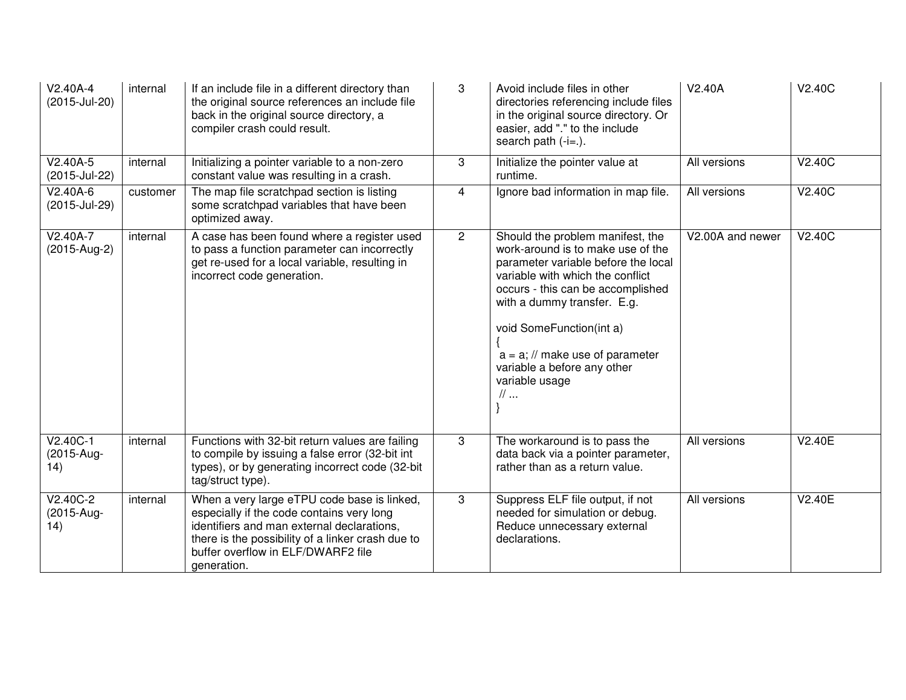| V2.40A-4 (2015-Jul-20) | internal | If an include file in a different directory than the original source references an include file back in the original source directory, a compiler crash could result. | 3 | Avoid include files in other directories referencing include files in the original source directory. Or easier, add "." to the include search path (-i=.). | V2.40A | V2.40C |
|---|---|---|---|---|---|---|
| V2.40A-5 (2015-Jul-22) | internal | Initializing a pointer variable to a non-zero constant value was resulting in a crash. | 3 | Initialize the pointer value at runtime. | All versions | V2.40C |
| V2.40A-6 (2015-Jul-29) | customer | The map file scratchpad section is listing some scratchpad variables that have been optimized away. | 4 | Ignore bad information in map file. | All versions | V2.40C |
| V2.40A-7 (2015-Aug-2) | internal | A case has been found where a register used to pass a function parameter can incorrectly get re-used for a local variable, resulting in incorrect code generation. | 2 | Should the problem manifest, the work-around is to make use of the parameter variable before the local variable with which the conflict occurs - this can be accomplished with a dummy transfer. E.g.<br><br>void SomeFunction(int a)<br>{<br> a = a; // make use of parameter variable a before any other variable usage<br> // ...<br>} | V2.00A and newer | V2.40C |
| V2.40C-1 (2015-Aug-14) | internal | Functions with 32-bit return values are failing to compile by issuing a false error (32-bit int types), or by generating incorrect code (32-bit tag/struct type). | 3 | The workaround is to pass the data back via a pointer parameter, rather than as a return value. | All versions | V2.40E |
| V2.40C-2 (2015-Aug-14) | internal | When a very large eTPU code base is linked, especially if the code contains very long identifiers and man external declarations, there is the possibility of a linker crash due to buffer overflow in ELF/DWARF2 file generation. | 3 | Suppress ELF file output, if not needed for simulation or debug. Reduce unnecessary external declarations. | All versions | V2.40E |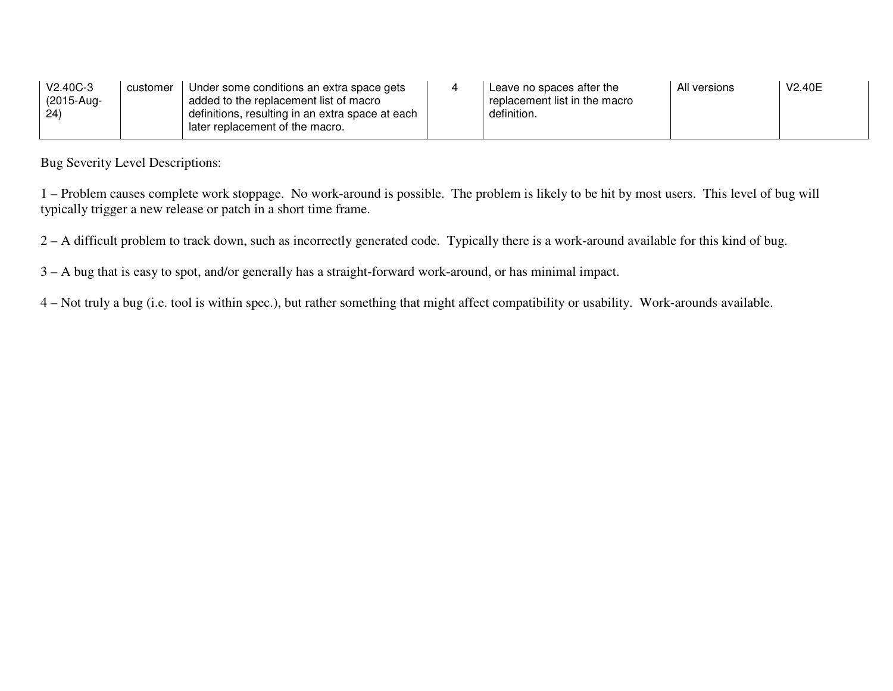| | | | | | | |
|---|---|---|---|---|---|---|
| V2.40C-3 (2015-Aug-24) | customer | Under some conditions an extra space gets added to the replacement list of macro definitions, resulting in an extra space at each later replacement of the macro. | 4 | Leave no spaces after the replacement list in the macro definition. | All versions | V2.40E |

Bug Severity Level Descriptions:

1 – Problem causes complete work stoppage. No work-around is possible. The problem is likely to be hit by most users. This level of bug will typically trigger a new release or patch in a short time frame.

2 – A difficult problem to track down, such as incorrectly generated code. Typically there is a work-around available for this kind of bug.

3 – A bug that is easy to spot, and/or generally has a straight-forward work-around, or has minimal impact.

4 – Not truly a bug (i.e. tool is within spec.), but rather something that might affect compatibility or usability. Work-arounds available.